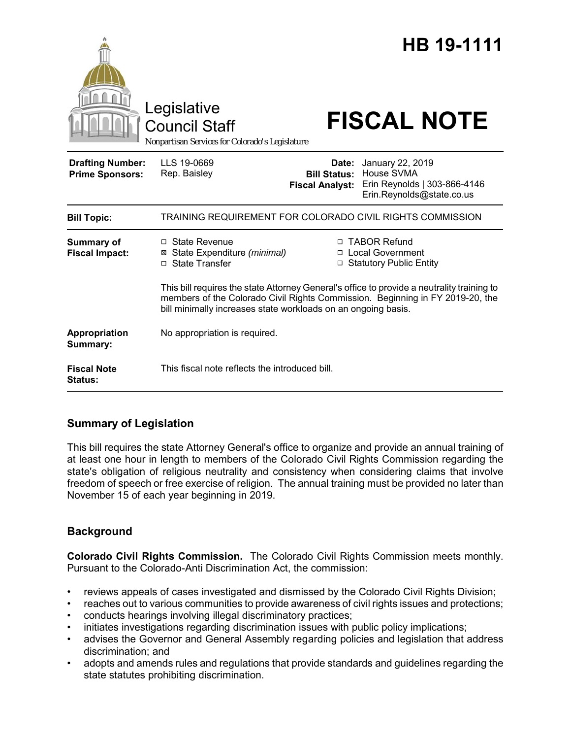# HB 19-1111

Legislative Council Staff

Nonpartisan Services for Colorado's Legislature

# FISCAL NOTE

| | | | |
|---|---|---|---|
| **Drafting Number:** | LLS 19-0669 | **Date:** | January 22, 2019 |
| **Prime Sponsors:** | Rep. Baisley | **Bill Status:** | House SVMA |
| | | **Fiscal Analyst:** | Erin Reynolds \| 303-866-4146 Erin.Reynolds@state.co.us |

| | |
|---|---|
| **Bill Topic:** | TRAINING REQUIREMENT FOR COLORADO CIVIL RIGHTS COMMISSION |
| **Summary of Fiscal Impact:** | ☐ State Revenue ☒ State Expenditure *(minimal)* ☐ State Transfer ☐ TABOR Refund ☐ Local Government ☐ Statutory Public Entity<br><br>This bill requires the state Attorney General's office to provide a neutrality training to members of the Colorado Civil Rights Commission. Beginning in FY 2019-20, the bill minimally increases state workloads on an ongoing basis. |
| **Appropriation Summary:** | No appropriation is required. |
| **Fiscal Note Status:** | This fiscal note reflects the introduced bill. |

## Summary of Legislation

This bill requires the state Attorney General's office to organize and provide an annual training of at least one hour in length to members of the Colorado Civil Rights Commission regarding the state's obligation of religious neutrality and consistency when considering claims that involve freedom of speech or free exercise of religion. The annual training must be provided no later than November 15 of each year beginning in 2019.

## Background

**Colorado Civil Rights Commission.** The Colorado Civil Rights Commission meets monthly. Pursuant to the Colorado-Anti Discrimination Act, the commission:

- reviews appeals of cases investigated and dismissed by the Colorado Civil Rights Division;
- reaches out to various communities to provide awareness of civil rights issues and protections;
- conducts hearings involving illegal discriminatory practices;
- initiates investigations regarding discrimination issues with public policy implications;
- advises the Governor and General Assembly regarding policies and legislation that address discrimination; and
- adopts and amends rules and regulations that provide standards and guidelines regarding the state statutes prohibiting discrimination.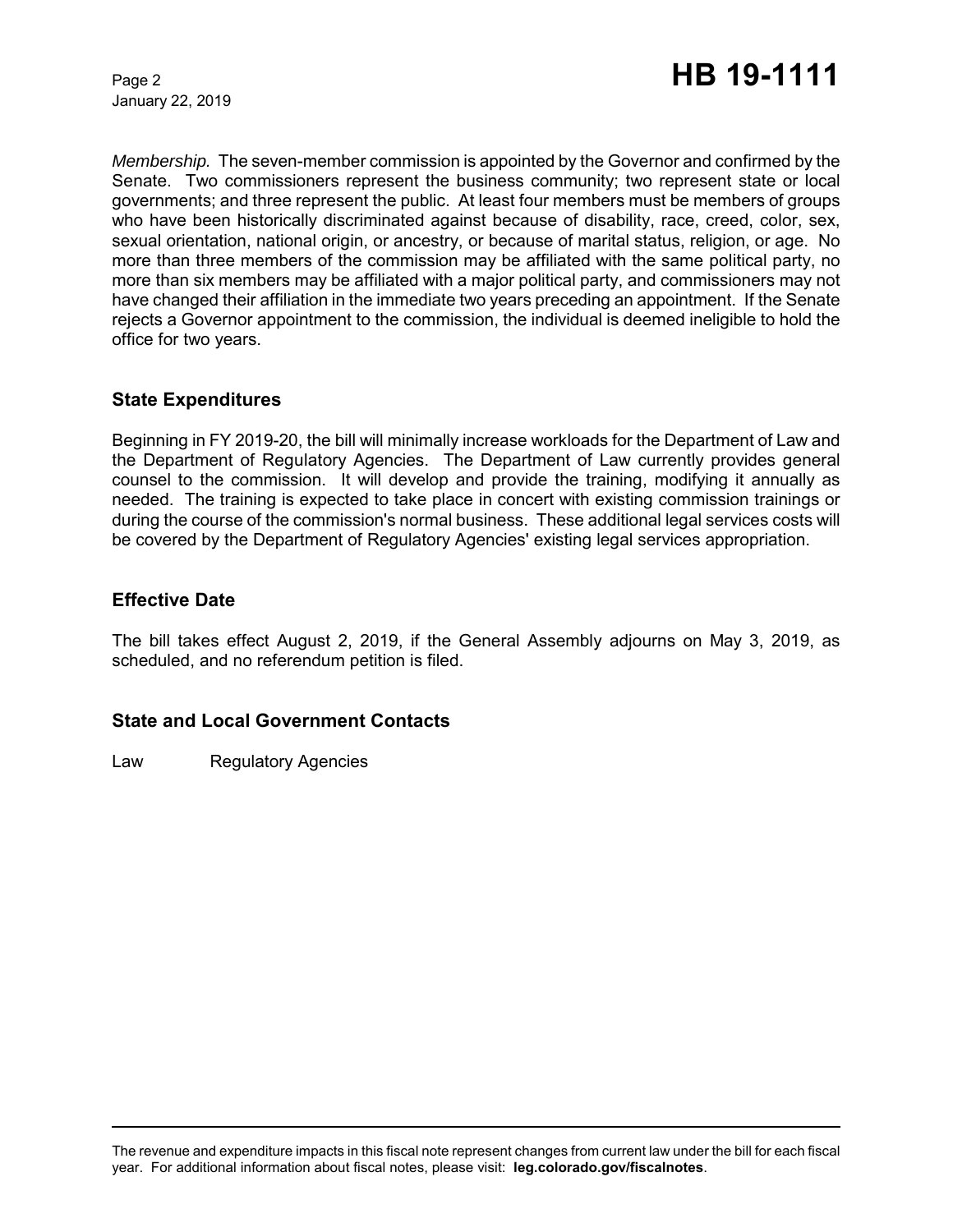*Membership.* The seven-member commission is appointed by the Governor and confirmed by the Senate. Two commissioners represent the business community; two represent state or local governments; and three represent the public. At least four members must be members of groups who have been historically discriminated against because of disability, race, creed, color, sex, sexual orientation, national origin, or ancestry, or because of marital status, religion, or age. No more than three members of the commission may be affiliated with the same political party, no more than six members may be affiliated with a major political party, and commissioners may not have changed their affiliation in the immediate two years preceding an appointment. If the Senate rejects a Governor appointment to the commission, the individual is deemed ineligible to hold the office for two years.

## State Expenditures

Beginning in FY 2019-20, the bill will minimally increase workloads for the Department of Law and the Department of Regulatory Agencies. The Department of Law currently provides general counsel to the commission. It will develop and provide the training, modifying it annually as needed. The training is expected to take place in concert with existing commission trainings or during the course of the commission's normal business. These additional legal services costs will be covered by the Department of Regulatory Agencies' existing legal services appropriation.

## Effective Date

The bill takes effect August 2, 2019, if the General Assembly adjourns on May 3, 2019, as scheduled, and no referendum petition is filed.

## State and Local Government Contacts

Law     Regulatory Agencies

The revenue and expenditure impacts in this fiscal note represent changes from current law under the bill for each fiscal year. For additional information about fiscal notes, please visit: **leg.colorado.gov/fiscalnotes**.